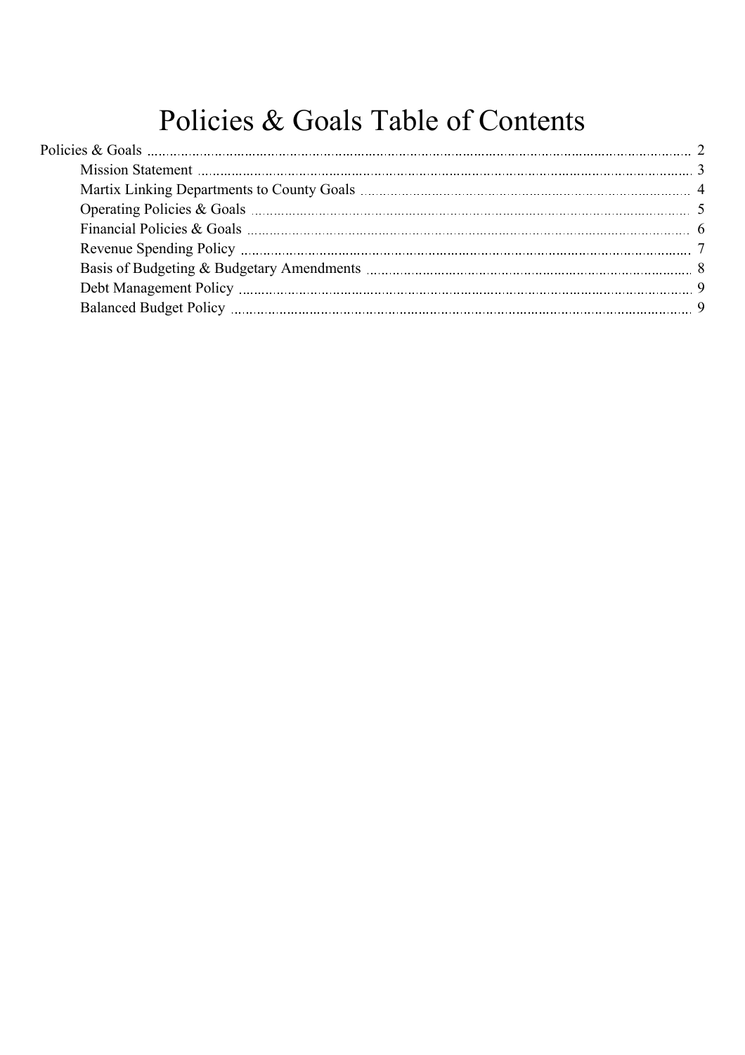# Policies & Goals Table of Contents

Policies & Goals ..... 2

- Mission Statement ..... 3
- Martix Linking Departments to County Goals ..... 4
- Operating Policies & Goals ..... 5
- Financial Policies & Goals ..... 6
- Revenue Spending Policy ..... 7
- Basis of Budgeting & Budgetary Amendments ..... 8
- Debt Management Policy ..... 9
- Balanced Budget Policy ..... 9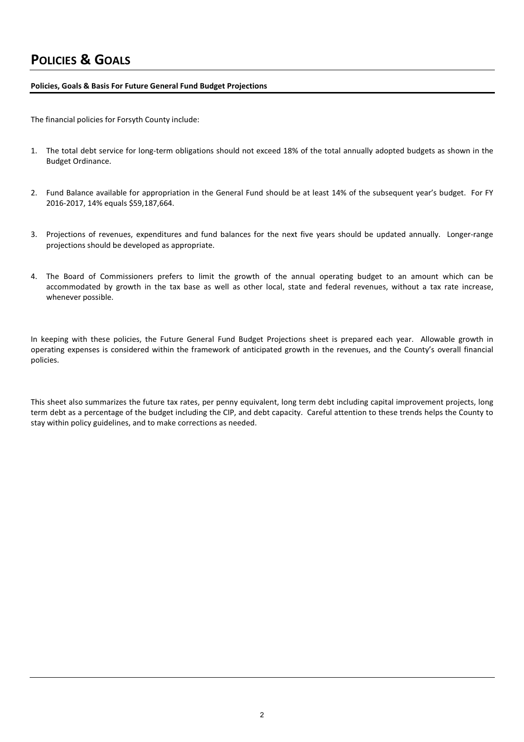# POLICIES & GOALS

**Policies, Goals & Basis For Future General Fund Budget Projections**

The financial policies for Forsyth County include:

1. The total debt service for long-term obligations should not exceed 18% of the total annually adopted budgets as shown in the Budget Ordinance.

2. Fund Balance available for appropriation in the General Fund should be at least 14% of the subsequent year's budget. For FY 2016-2017, 14% equals $59,187,664.

3. Projections of revenues, expenditures and fund balances for the next five years should be updated annually. Longer-range projections should be developed as appropriate.

4. The Board of Commissioners prefers to limit the growth of the annual operating budget to an amount which can be accommodated by growth in the tax base as well as other local, state and federal revenues, without a tax rate increase, whenever possible.

In keeping with these policies, the Future General Fund Budget Projections sheet is prepared each year. Allowable growth in operating expenses is considered within the framework of anticipated growth in the revenues, and the County's overall financial policies.

This sheet also summarizes the future tax rates, per penny equivalent, long term debt including capital improvement projects, long term debt as a percentage of the budget including the CIP, and debt capacity. Careful attention to these trends helps the County to stay within policy guidelines, and to make corrections as needed.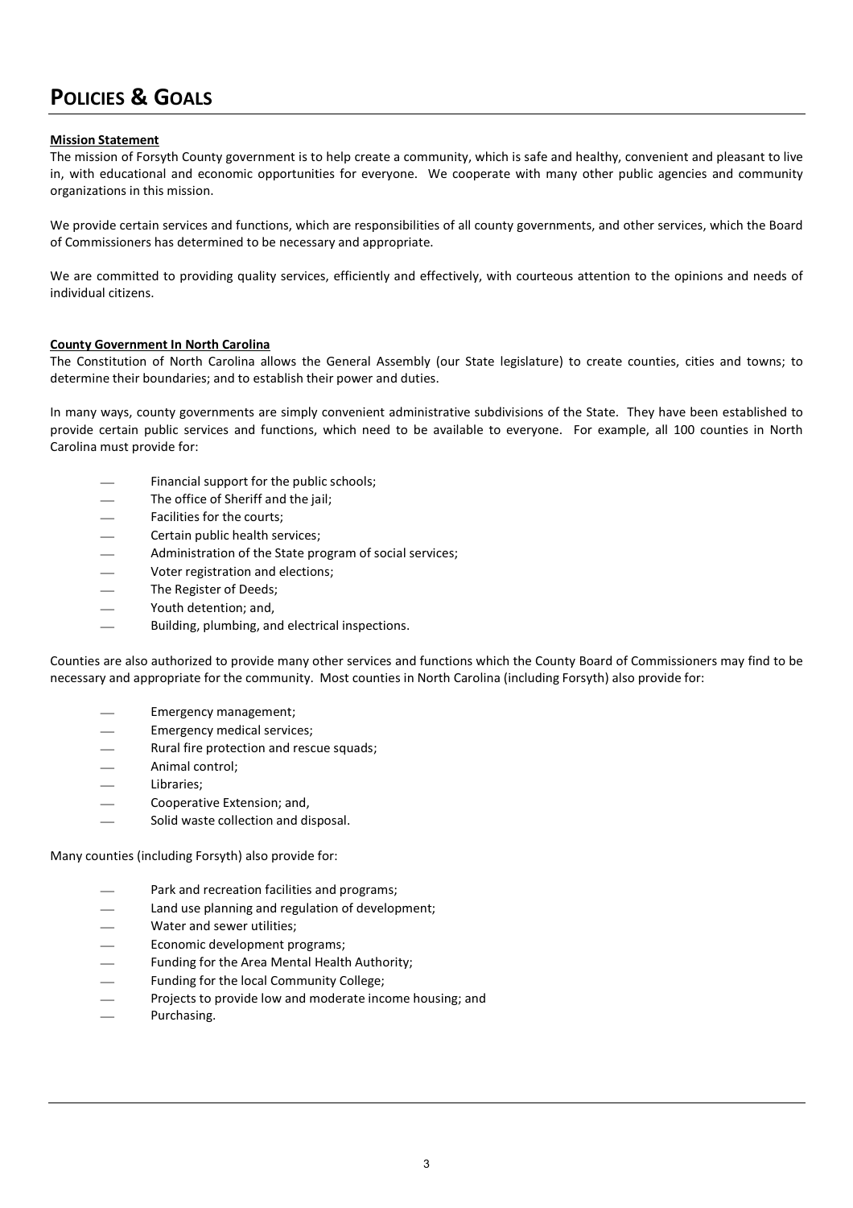# POLICIES & GOALS

**Mission Statement**

The mission of Forsyth County government is to help create a community, which is safe and healthy, convenient and pleasant to live in, with educational and economic opportunities for everyone. We cooperate with many other public agencies and community organizations in this mission.

We provide certain services and functions, which are responsibilities of all county governments, and other services, which the Board of Commissioners has determined to be necessary and appropriate.

We are committed to providing quality services, efficiently and effectively, with courteous attention to the opinions and needs of individual citizens.

**County Government In North Carolina**

The Constitution of North Carolina allows the General Assembly (our State legislature) to create counties, cities and towns; to determine their boundaries; and to establish their power and duties.

In many ways, county governments are simply convenient administrative subdivisions of the State. They have been established to provide certain public services and functions, which need to be available to everyone. For example, all 100 counties in North Carolina must provide for:

- Financial support for the public schools;
- The office of Sheriff and the jail;
- Facilities for the courts;
- Certain public health services;
- Administration of the State program of social services;
- Voter registration and elections;
- The Register of Deeds;
- Youth detention; and,
- Building, plumbing, and electrical inspections.

Counties are also authorized to provide many other services and functions which the County Board of Commissioners may find to be necessary and appropriate for the community. Most counties in North Carolina (including Forsyth) also provide for:

- Emergency management;
- Emergency medical services;
- Rural fire protection and rescue squads;
- Animal control;
- Libraries;
- Cooperative Extension; and,
- Solid waste collection and disposal.

Many counties (including Forsyth) also provide for:

- Park and recreation facilities and programs;
- Land use planning and regulation of development;
- Water and sewer utilities;
- Economic development programs;
- Funding for the Area Mental Health Authority;
- Funding for the local Community College;
- Projects to provide low and moderate income housing; and
- Purchasing.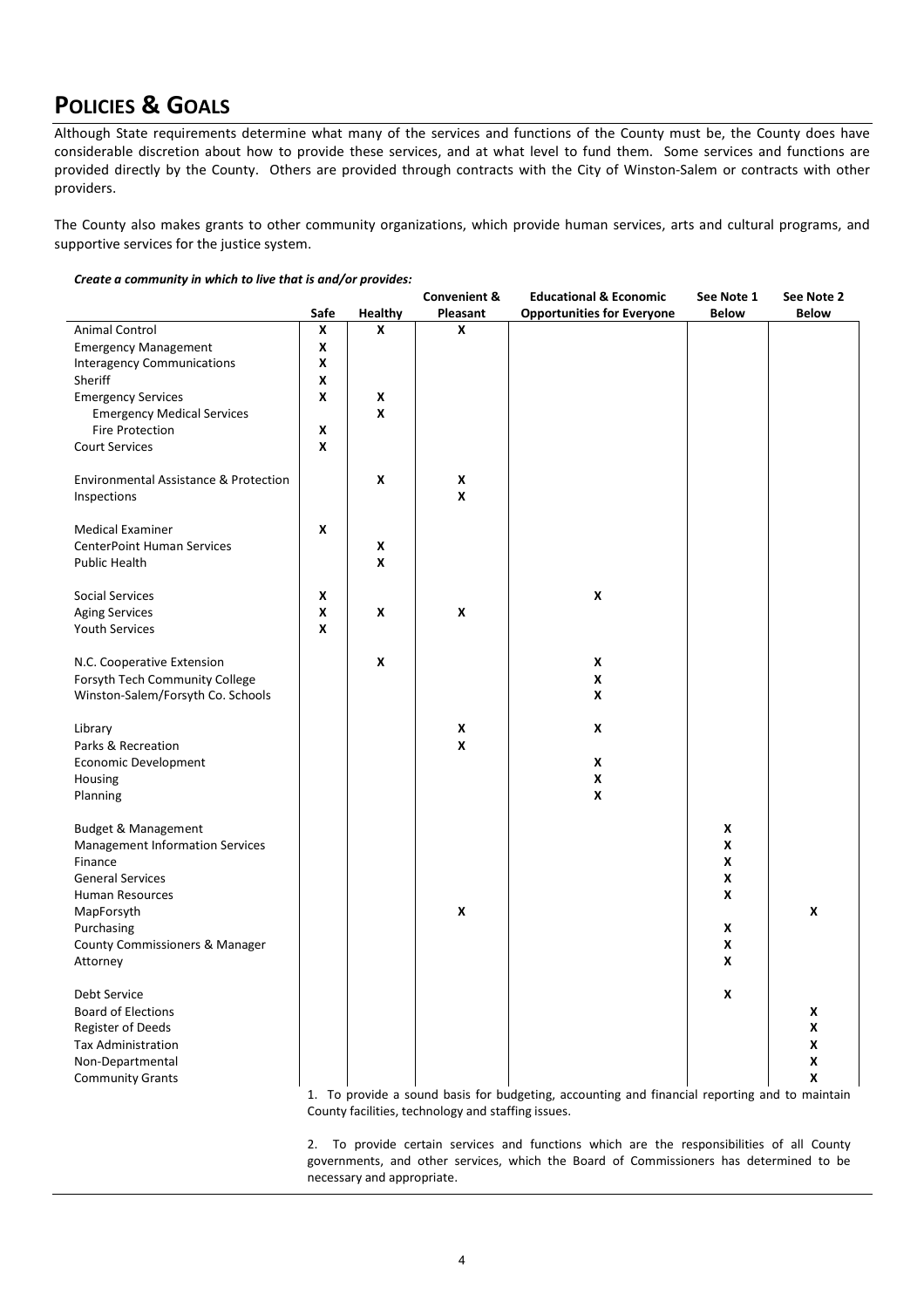# POLICIES & GOALS

Although State requirements determine what many of the services and functions of the County must be, the County does have considerable discretion about how to provide these services, and at what level to fund them. Some services and functions are provided directly by the County. Others are provided through contracts with the City of Winston-Salem or contracts with other providers.

The County also makes grants to other community organizations, which provide human services, arts and cultural programs, and supportive services for the justice system.

***Create a community in which to live that is and/or provides:***

| | Safe | Healthy | Convenient & Pleasant | Educational & Economic Opportunities for Everyone | See Note 1 Below | See Note 2 Below |
|---|---|---|---|---|---|---|
| Animal Control | X | X | X | | | |
| Emergency Management | X | | | | | |
| Interagency Communications | X | | | | | |
| Sheriff | X | | | | | |
| Emergency Services | X | X | | | | |
| Emergency Medical Services | | X | | | | |
| Fire Protection | X | | | | | |
| Court Services | X | | | | | |
| Environmental Assistance & Protection | | X | X | | | |
| Inspections | | | X | | | |
| Medical Examiner | X | | | | | |
| CenterPoint Human Services | | X | | | | |
| Public Health | | X | | | | |
| Social Services | X | | | X | | |
| Aging Services | X | X | X | | | |
| Youth Services | X | | | | | |
| N.C. Cooperative Extension | | X | | X | | |
| Forsyth Tech Community College | | | | X | | |
| Winston-Salem/Forsyth Co. Schools | | | | X | | |
| Library | | | X | X | | |
| Parks & Recreation | | | X | | | |
| Economic Development | | | | X | | |
| Housing | | | | X | | |
| Planning | | | | X | | |
| Budget & Management | | | | | X | |
| Management Information Services | | | | | X | |
| Finance | | | | | X | |
| General Services | | | | | X | |
| Human Resources | | | | | X | |
| MapForsyth | | | X | | | X |
| Purchasing | | | | | X | |
| County Commissioners & Manager | | | | | X | |
| Attorney | | | | | X | |
| Debt Service | | | | | X | |
| Board of Elections | | | | | | X |
| Register of Deeds | | | | | | X |
| Tax Administration | | | | | | X |
| Non-Departmental | | | | | | X |
| Community Grants | | | | | | X |

1. To provide a sound basis for budgeting, accounting and financial reporting and to maintain County facilities, technology and staffing issues.

2. To provide certain services and functions which are the responsibilities of all County governments, and other services, which the Board of Commissioners has determined to be necessary and appropriate.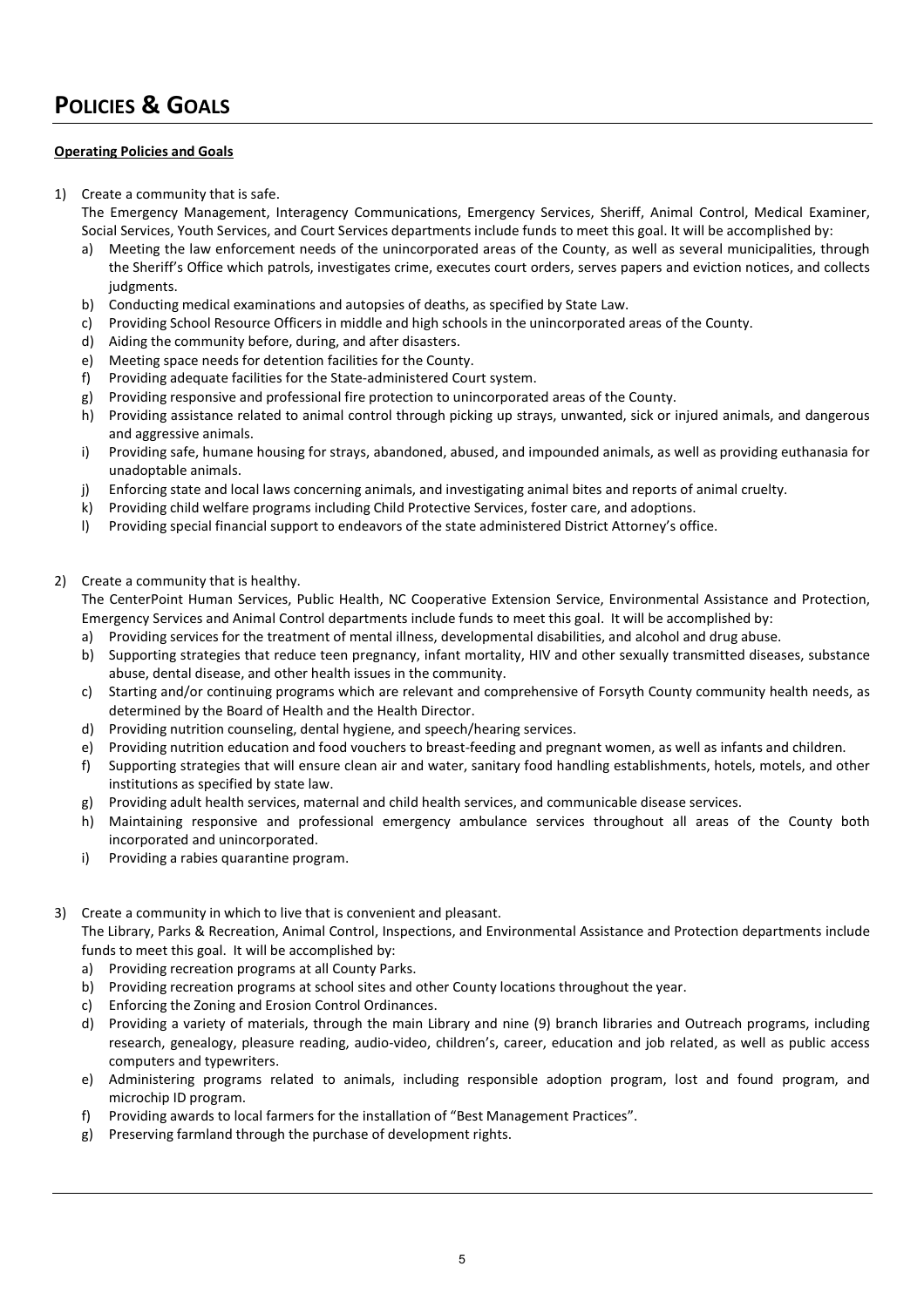# POLICIES & GOALS

**Operating Policies and Goals**

1) Create a community that is safe.
   The Emergency Management, Interagency Communications, Emergency Services, Sheriff, Animal Control, Medical Examiner, Social Services, Youth Services, and Court Services departments include funds to meet this goal. It will be accomplished by:
   a) Meeting the law enforcement needs of the unincorporated areas of the County, as well as several municipalities, through the Sheriff's Office which patrols, investigates crime, executes court orders, serves papers and eviction notices, and collects judgments.
   b) Conducting medical examinations and autopsies of deaths, as specified by State Law.
   c) Providing School Resource Officers in middle and high schools in the unincorporated areas of the County.
   d) Aiding the community before, during, and after disasters.
   e) Meeting space needs for detention facilities for the County.
   f) Providing adequate facilities for the State-administered Court system.
   g) Providing responsive and professional fire protection to unincorporated areas of the County.
   h) Providing assistance related to animal control through picking up strays, unwanted, sick or injured animals, and dangerous and aggressive animals.
   i) Providing safe, humane housing for strays, abandoned, abused, and impounded animals, as well as providing euthanasia for unadoptable animals.
   j) Enforcing state and local laws concerning animals, and investigating animal bites and reports of animal cruelty.
   k) Providing child welfare programs including Child Protective Services, foster care, and adoptions.
   l) Providing special financial support to endeavors of the state administered District Attorney's office.

2) Create a community that is healthy.
   The CenterPoint Human Services, Public Health, NC Cooperative Extension Service, Environmental Assistance and Protection, Emergency Services and Animal Control departments include funds to meet this goal. It will be accomplished by:
   a) Providing services for the treatment of mental illness, developmental disabilities, and alcohol and drug abuse.
   b) Supporting strategies that reduce teen pregnancy, infant mortality, HIV and other sexually transmitted diseases, substance abuse, dental disease, and other health issues in the community.
   c) Starting and/or continuing programs which are relevant and comprehensive of Forsyth County community health needs, as determined by the Board of Health and the Health Director.
   d) Providing nutrition counseling, dental hygiene, and speech/hearing services.
   e) Providing nutrition education and food vouchers to breast-feeding and pregnant women, as well as infants and children.
   f) Supporting strategies that will ensure clean air and water, sanitary food handling establishments, hotels, motels, and other institutions as specified by state law.
   g) Providing adult health services, maternal and child health services, and communicable disease services.
   h) Maintaining responsive and professional emergency ambulance services throughout all areas of the County both incorporated and unincorporated.
   i) Providing a rabies quarantine program.

3) Create a community in which to live that is convenient and pleasant.
   The Library, Parks & Recreation, Animal Control, Inspections, and Environmental Assistance and Protection departments include funds to meet this goal. It will be accomplished by:
   a) Providing recreation programs at all County Parks.
   b) Providing recreation programs at school sites and other County locations throughout the year.
   c) Enforcing the Zoning and Erosion Control Ordinances.
   d) Providing a variety of materials, through the main Library and nine (9) branch libraries and Outreach programs, including research, genealogy, pleasure reading, audio-video, children's, career, education and job related, as well as public access computers and typewriters.
   e) Administering programs related to animals, including responsible adoption program, lost and found program, and microchip ID program.
   f) Providing awards to local farmers for the installation of "Best Management Practices".
   g) Preserving farmland through the purchase of development rights.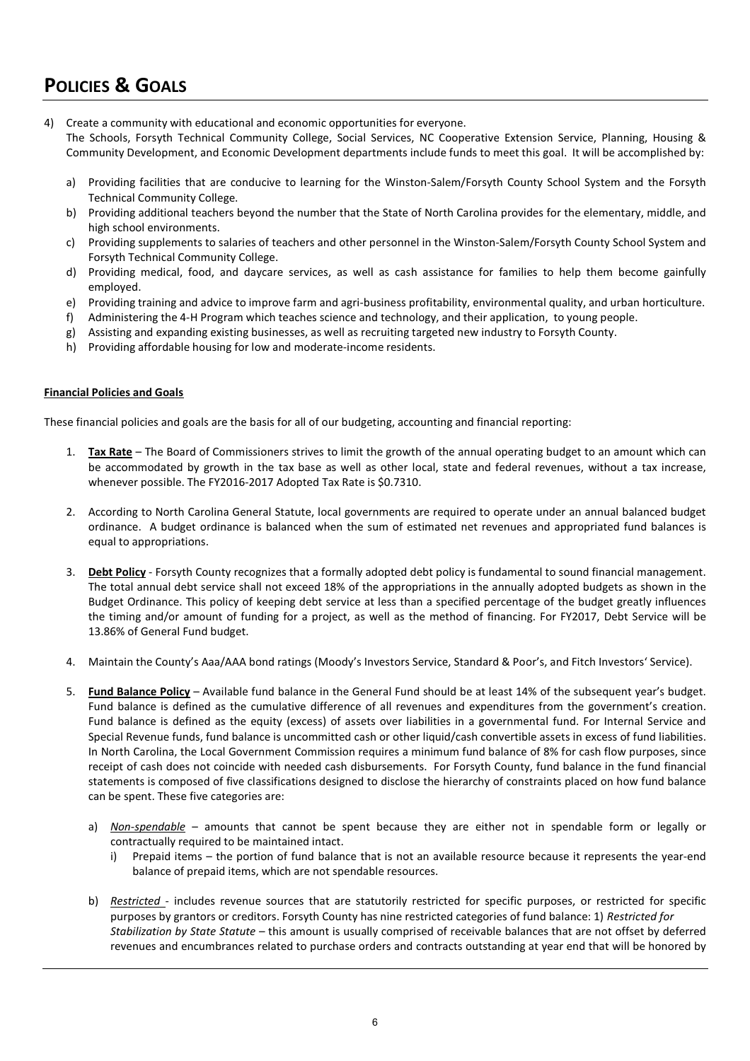# Policies & Goals

4) Create a community with educational and economic opportunities for everyone.
   The Schools, Forsyth Technical Community College, Social Services, NC Cooperative Extension Service, Planning, Housing & Community Development, and Economic Development departments include funds to meet this goal. It will be accomplished by:

   a) Providing facilities that are conducive to learning for the Winston-Salem/Forsyth County School System and the Forsyth Technical Community College.
   b) Providing additional teachers beyond the number that the State of North Carolina provides for the elementary, middle, and high school environments.
   c) Providing supplements to salaries of teachers and other personnel in the Winston-Salem/Forsyth County School System and Forsyth Technical Community College.
   d) Providing medical, food, and daycare services, as well as cash assistance for families to help them become gainfully employed.
   e) Providing training and advice to improve farm and agri-business profitability, environmental quality, and urban horticulture.
   f) Administering the 4-H Program which teaches science and technology, and their application, to young people.
   g) Assisting and expanding existing businesses, as well as recruiting targeted new industry to Forsyth County.
   h) Providing affordable housing for low and moderate-income residents.

**Financial Policies and Goals**

These financial policies and goals are the basis for all of our budgeting, accounting and financial reporting:

1. **Tax Rate** – The Board of Commissioners strives to limit the growth of the annual operating budget to an amount which can be accommodated by growth in the tax base as well as other local, state and federal revenues, without a tax increase, whenever possible. The FY2016-2017 Adopted Tax Rate is $0.7310.

2. According to North Carolina General Statute, local governments are required to operate under an annual balanced budget ordinance. A budget ordinance is balanced when the sum of estimated net revenues and appropriated fund balances is equal to appropriations.

3. **Debt Policy** - Forsyth County recognizes that a formally adopted debt policy is fundamental to sound financial management. The total annual debt service shall not exceed 18% of the appropriations in the annually adopted budgets as shown in the Budget Ordinance. This policy of keeping debt service at less than a specified percentage of the budget greatly influences the timing and/or amount of funding for a project, as well as the method of financing. For FY2017, Debt Service will be 13.86% of General Fund budget.

4. Maintain the County's Aaa/AAA bond ratings (Moody's Investors Service, Standard & Poor's, and Fitch Investors' Service).

5. **Fund Balance Policy** – Available fund balance in the General Fund should be at least 14% of the subsequent year's budget. Fund balance is defined as the cumulative difference of all revenues and expenditures from the government's creation. Fund balance is defined as the equity (excess) of assets over liabilities in a governmental fund. For Internal Service and Special Revenue funds, fund balance is uncommitted cash or other liquid/cash convertible assets in excess of fund liabilities. In North Carolina, the Local Government Commission requires a minimum fund balance of 8% for cash flow purposes, since receipt of cash does not coincide with needed cash disbursements. For Forsyth County, fund balance in the fund financial statements is composed of five classifications designed to disclose the hierarchy of constraints placed on how fund balance can be spent. These five categories are:

   a) *Non-spendable* – amounts that cannot be spent because they are either not in spendable form or legally or contractually required to be maintained intact.
      i) Prepaid items – the portion of fund balance that is not an available resource because it represents the year-end balance of prepaid items, which are not spendable resources.

   b) *Restricted* - includes revenue sources that are statutorily restricted for specific purposes, or restricted for specific purposes by grantors or creditors. Forsyth County has nine restricted categories of fund balance: 1) *Restricted for Stabilization by State Statute* – this amount is usually comprised of receivable balances that are not offset by deferred revenues and encumbrances related to purchase orders and contracts outstanding at year end that will be honored by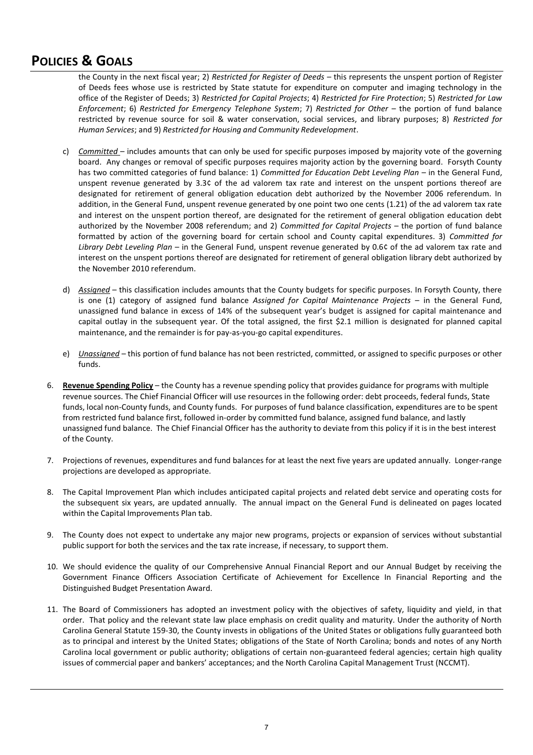# POLICIES & GOALS

the County in the next fiscal year; 2) *Restricted for Register of Deeds* – this represents the unspent portion of Register of Deeds fees whose use is restricted by State statute for expenditure on computer and imaging technology in the office of the Register of Deeds; 3) *Restricted for Capital Projects*; 4) *Restricted for Fire Protection*; 5) *Restricted for Law Enforcement*; 6) *Restricted for Emergency Telephone System*; 7) *Restricted for Other* – the portion of fund balance restricted by revenue source for soil & water conservation, social services, and library purposes; 8) *Restricted for Human Services*; and 9) *Restricted for Housing and Community Redevelopment*.

c) *Committed* – includes amounts that can only be used for specific purposes imposed by majority vote of the governing board. Any changes or removal of specific purposes requires majority action by the governing board. Forsyth County has two committed categories of fund balance: 1) *Committed for Education Debt Leveling Plan* – in the General Fund, unspent revenue generated by 3.3¢ of the ad valorem tax rate and interest on the unspent portions thereof are designated for retirement of general obligation education debt authorized by the November 2006 referendum. In addition, in the General Fund, unspent revenue generated by one point two one cents (1.21) of the ad valorem tax rate and interest on the unspent portion thereof, are designated for the retirement of general obligation education debt authorized by the November 2008 referendum; and 2) *Committed for Capital Projects* – the portion of fund balance formatted by action of the governing board for certain school and County capital expenditures. 3) *Committed for Library Debt Leveling Plan* – in the General Fund, unspent revenue generated by 0.6¢ of the ad valorem tax rate and interest on the unspent portions thereof are designated for retirement of general obligation library debt authorized by the November 2010 referendum.

d) *Assigned* – this classification includes amounts that the County budgets for specific purposes. In Forsyth County, there is one (1) category of assigned fund balance *Assigned for Capital Maintenance Projects* – in the General Fund, unassigned fund balance in excess of 14% of the subsequent year's budget is assigned for capital maintenance and capital outlay in the subsequent year. Of the total assigned, the first $2.1 million is designated for planned capital maintenance, and the remainder is for pay-as-you-go capital expenditures.

e) *Unassigned* – this portion of fund balance has not been restricted, committed, or assigned to specific purposes or other funds.

6. **Revenue Spending Policy** – the County has a revenue spending policy that provides guidance for programs with multiple revenue sources. The Chief Financial Officer will use resources in the following order: debt proceeds, federal funds, State funds, local non-County funds, and County funds. For purposes of fund balance classification, expenditures are to be spent from restricted fund balance first, followed in-order by committed fund balance, assigned fund balance, and lastly unassigned fund balance. The Chief Financial Officer has the authority to deviate from this policy if it is in the best interest of the County.

7. Projections of revenues, expenditures and fund balances for at least the next five years are updated annually. Longer-range projections are developed as appropriate.

8. The Capital Improvement Plan which includes anticipated capital projects and related debt service and operating costs for the subsequent six years, are updated annually. The annual impact on the General Fund is delineated on pages located within the Capital Improvements Plan tab.

9. The County does not expect to undertake any major new programs, projects or expansion of services without substantial public support for both the services and the tax rate increase, if necessary, to support them.

10. We should evidence the quality of our Comprehensive Annual Financial Report and our Annual Budget by receiving the Government Finance Officers Association Certificate of Achievement for Excellence In Financial Reporting and the Distinguished Budget Presentation Award.

11. The Board of Commissioners has adopted an investment policy with the objectives of safety, liquidity and yield, in that order. That policy and the relevant state law place emphasis on credit quality and maturity. Under the authority of North Carolina General Statute 159-30, the County invests in obligations of the United States or obligations fully guaranteed both as to principal and interest by the United States; obligations of the State of North Carolina; bonds and notes of any North Carolina local government or public authority; obligations of certain non-guaranteed federal agencies; certain high quality issues of commercial paper and bankers' acceptances; and the North Carolina Capital Management Trust (NCCMT).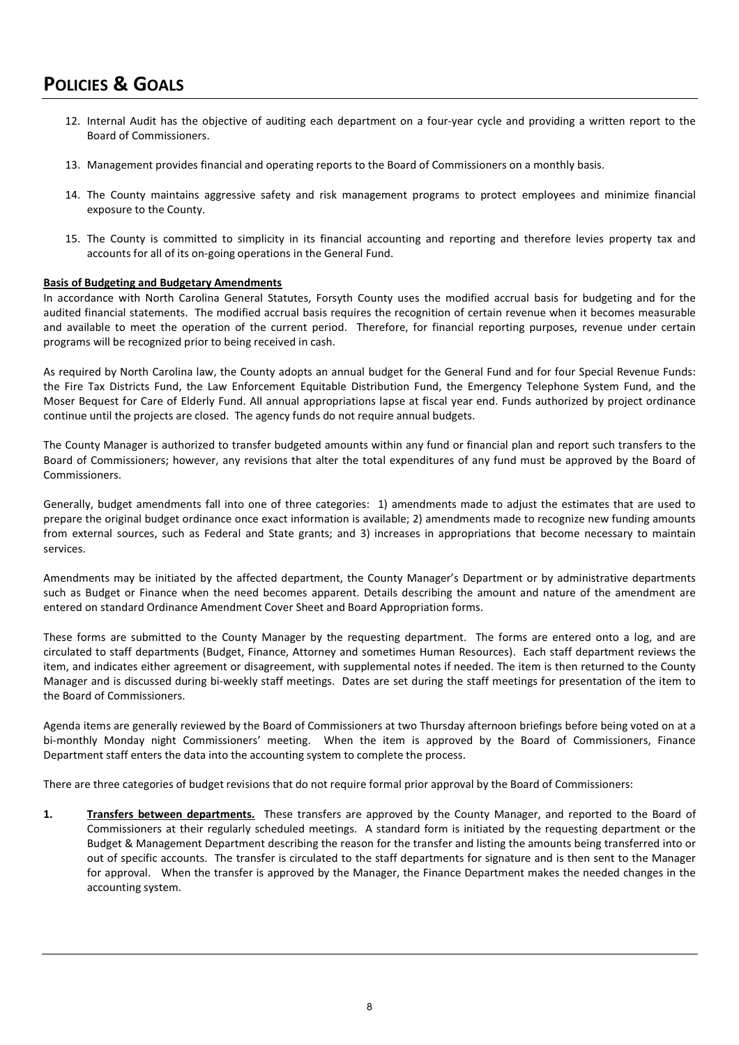# POLICIES & GOALS

12. Internal Audit has the objective of auditing each department on a four-year cycle and providing a written report to the Board of Commissioners.

13. Management provides financial and operating reports to the Board of Commissioners on a monthly basis.

14. The County maintains aggressive safety and risk management programs to protect employees and minimize financial exposure to the County.

15. The County is committed to simplicity in its financial accounting and reporting and therefore levies property tax and accounts for all of its on-going operations in the General Fund.

**Basis of Budgeting and Budgetary Amendments**

In accordance with North Carolina General Statutes, Forsyth County uses the modified accrual basis for budgeting and for the audited financial statements. The modified accrual basis requires the recognition of certain revenue when it becomes measurable and available to meet the operation of the current period. Therefore, for financial reporting purposes, revenue under certain programs will be recognized prior to being received in cash.

As required by North Carolina law, the County adopts an annual budget for the General Fund and for four Special Revenue Funds: the Fire Tax Districts Fund, the Law Enforcement Equitable Distribution Fund, the Emergency Telephone System Fund, and the Moser Bequest for Care of Elderly Fund. All annual appropriations lapse at fiscal year end. Funds authorized by project ordinance continue until the projects are closed. The agency funds do not require annual budgets.

The County Manager is authorized to transfer budgeted amounts within any fund or financial plan and report such transfers to the Board of Commissioners; however, any revisions that alter the total expenditures of any fund must be approved by the Board of Commissioners.

Generally, budget amendments fall into one of three categories: 1) amendments made to adjust the estimates that are used to prepare the original budget ordinance once exact information is available; 2) amendments made to recognize new funding amounts from external sources, such as Federal and State grants; and 3) increases in appropriations that become necessary to maintain services.

Amendments may be initiated by the affected department, the County Manager's Department or by administrative departments such as Budget or Finance when the need becomes apparent. Details describing the amount and nature of the amendment are entered on standard Ordinance Amendment Cover Sheet and Board Appropriation forms.

These forms are submitted to the County Manager by the requesting department. The forms are entered onto a log, and are circulated to staff departments (Budget, Finance, Attorney and sometimes Human Resources). Each staff department reviews the item, and indicates either agreement or disagreement, with supplemental notes if needed. The item is then returned to the County Manager and is discussed during bi-weekly staff meetings. Dates are set during the staff meetings for presentation of the item to the Board of Commissioners.

Agenda items are generally reviewed by the Board of Commissioners at two Thursday afternoon briefings before being voted on at a bi-monthly Monday night Commissioners' meeting. When the item is approved by the Board of Commissioners, Finance Department staff enters the data into the accounting system to complete the process.

There are three categories of budget revisions that do not require formal prior approval by the Board of Commissioners:

1. **Transfers between departments.** These transfers are approved by the County Manager, and reported to the Board of Commissioners at their regularly scheduled meetings. A standard form is initiated by the requesting department or the Budget & Management Department describing the reason for the transfer and listing the amounts being transferred into or out of specific accounts. The transfer is circulated to the staff departments for signature and is then sent to the Manager for approval. When the transfer is approved by the Manager, the Finance Department makes the needed changes in the accounting system.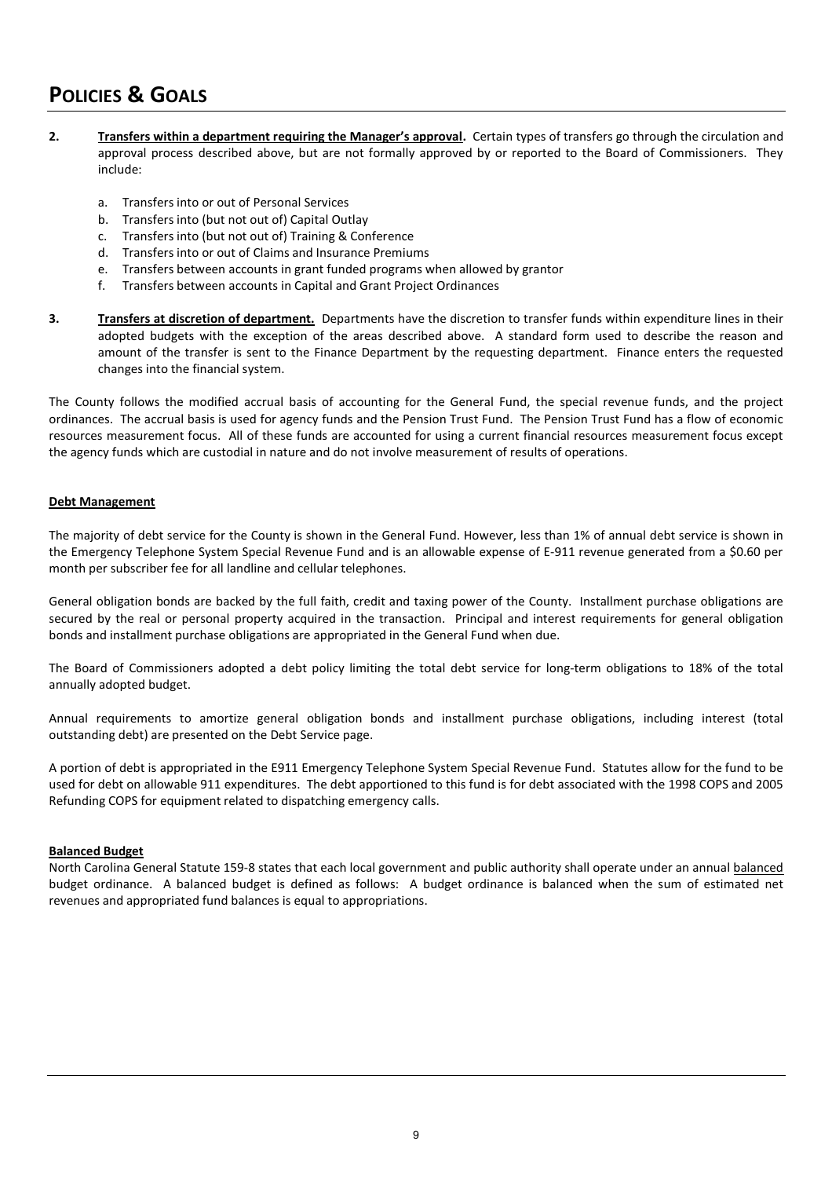# POLICIES & GOALS

**2.** **Transfers within a department requiring the Manager's approval.** Certain types of transfers go through the circulation and approval process described above, but are not formally approved by or reported to the Board of Commissioners. They include:

a. Transfers into or out of Personal Services
b. Transfers into (but not out of) Capital Outlay
c. Transfers into (but not out of) Training & Conference
d. Transfers into or out of Claims and Insurance Premiums
e. Transfers between accounts in grant funded programs when allowed by grantor
f. Transfers between accounts in Capital and Grant Project Ordinances

**3.** **Transfers at discretion of department.** Departments have the discretion to transfer funds within expenditure lines in their adopted budgets with the exception of the areas described above. A standard form used to describe the reason and amount of the transfer is sent to the Finance Department by the requesting department. Finance enters the requested changes into the financial system.

The County follows the modified accrual basis of accounting for the General Fund, the special revenue funds, and the project ordinances. The accrual basis is used for agency funds and the Pension Trust Fund. The Pension Trust Fund has a flow of economic resources measurement focus. All of these funds are accounted for using a current financial resources measurement focus except the agency funds which are custodial in nature and do not involve measurement of results of operations.

**Debt Management**

The majority of debt service for the County is shown in the General Fund. However, less than 1% of annual debt service is shown in the Emergency Telephone System Special Revenue Fund and is an allowable expense of E-911 revenue generated from a $0.60 per month per subscriber fee for all landline and cellular telephones.

General obligation bonds are backed by the full faith, credit and taxing power of the County. Installment purchase obligations are secured by the real or personal property acquired in the transaction. Principal and interest requirements for general obligation bonds and installment purchase obligations are appropriated in the General Fund when due.

The Board of Commissioners adopted a debt policy limiting the total debt service for long-term obligations to 18% of the total annually adopted budget.

Annual requirements to amortize general obligation bonds and installment purchase obligations, including interest (total outstanding debt) are presented on the Debt Service page.

A portion of debt is appropriated in the E911 Emergency Telephone System Special Revenue Fund. Statutes allow for the fund to be used for debt on allowable 911 expenditures. The debt apportioned to this fund is for debt associated with the 1998 COPS and 2005 Refunding COPS for equipment related to dispatching emergency calls.

**Balanced Budget**

North Carolina General Statute 159-8 states that each local government and public authority shall operate under an annual balanced budget ordinance. A balanced budget is defined as follows: A budget ordinance is balanced when the sum of estimated net revenues and appropriated fund balances is equal to appropriations.